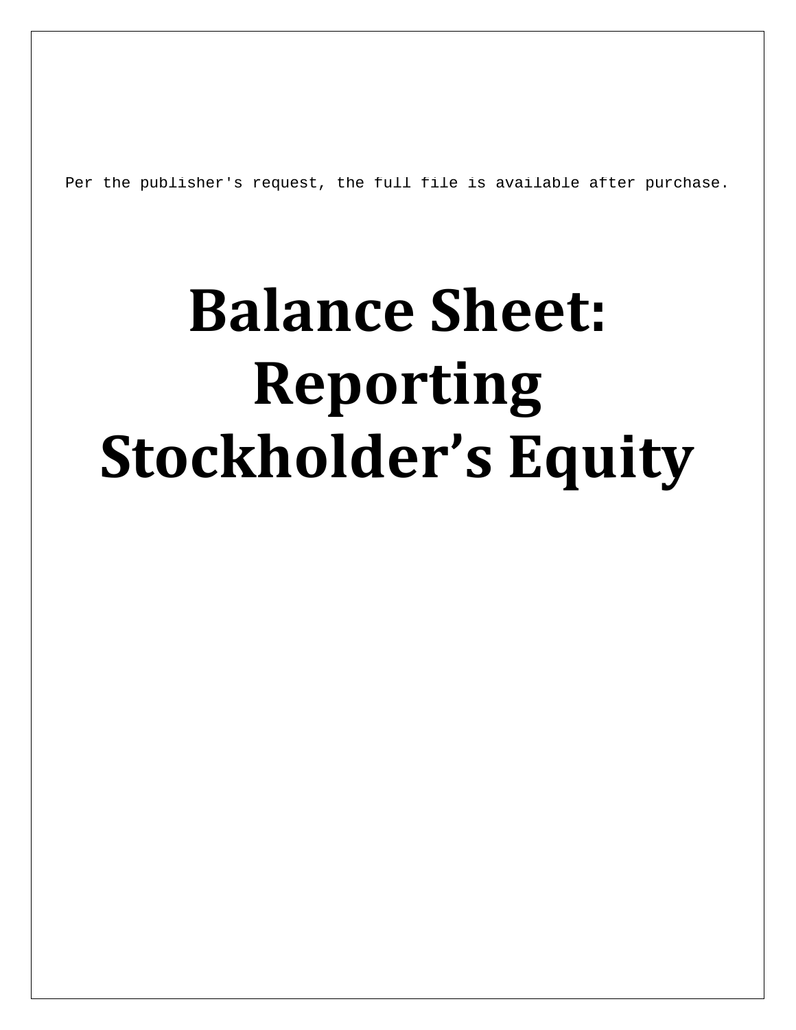# Balance Sheet: Reporting Stockholder's Equity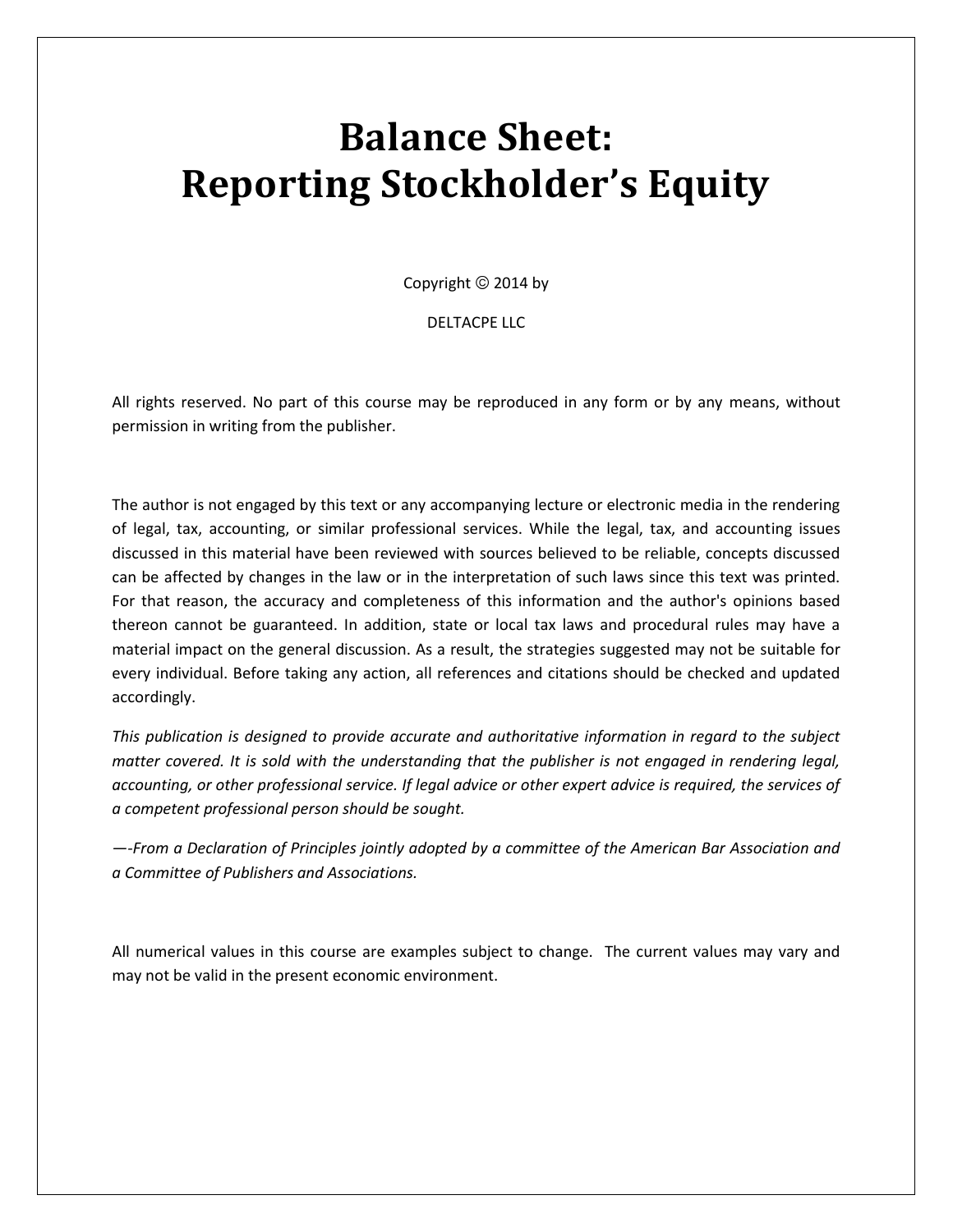# Balance Sheet: Reporting Stockholder's Equity

Copyright © 2014 by

DELTACPE LLC

All rights reserved. No part of this course may be reproduced in any form or by any means, without permission in writing from the publisher.

The author is not engaged by this text or any accompanying lecture or electronic media in the rendering of legal, tax, accounting, or similar professional services. While the legal, tax, and accounting issues discussed in this material have been reviewed with sources believed to be reliable, concepts discussed can be affected by changes in the law or in the interpretation of such laws since this text was printed. For that reason, the accuracy and completeness of this information and the author's opinions based thereon cannot be guaranteed. In addition, state or local tax laws and procedural rules may have a material impact on the general discussion. As a result, the strategies suggested may not be suitable for every individual. Before taking any action, all references and citations should be checked and updated accordingly.

*This publication is designed to provide accurate and authoritative information in regard to the subject matter covered. It is sold with the understanding that the publisher is not engaged in rendering legal, accounting, or other professional service. If legal advice or other expert advice is required, the services of a competent professional person should be sought.*

*—-From a Declaration of Principles jointly adopted by a committee of the American Bar Association and a Committee of Publishers and Associations.*

All numerical values in this course are examples subject to change. The current values may vary and may not be valid in the present economic environment.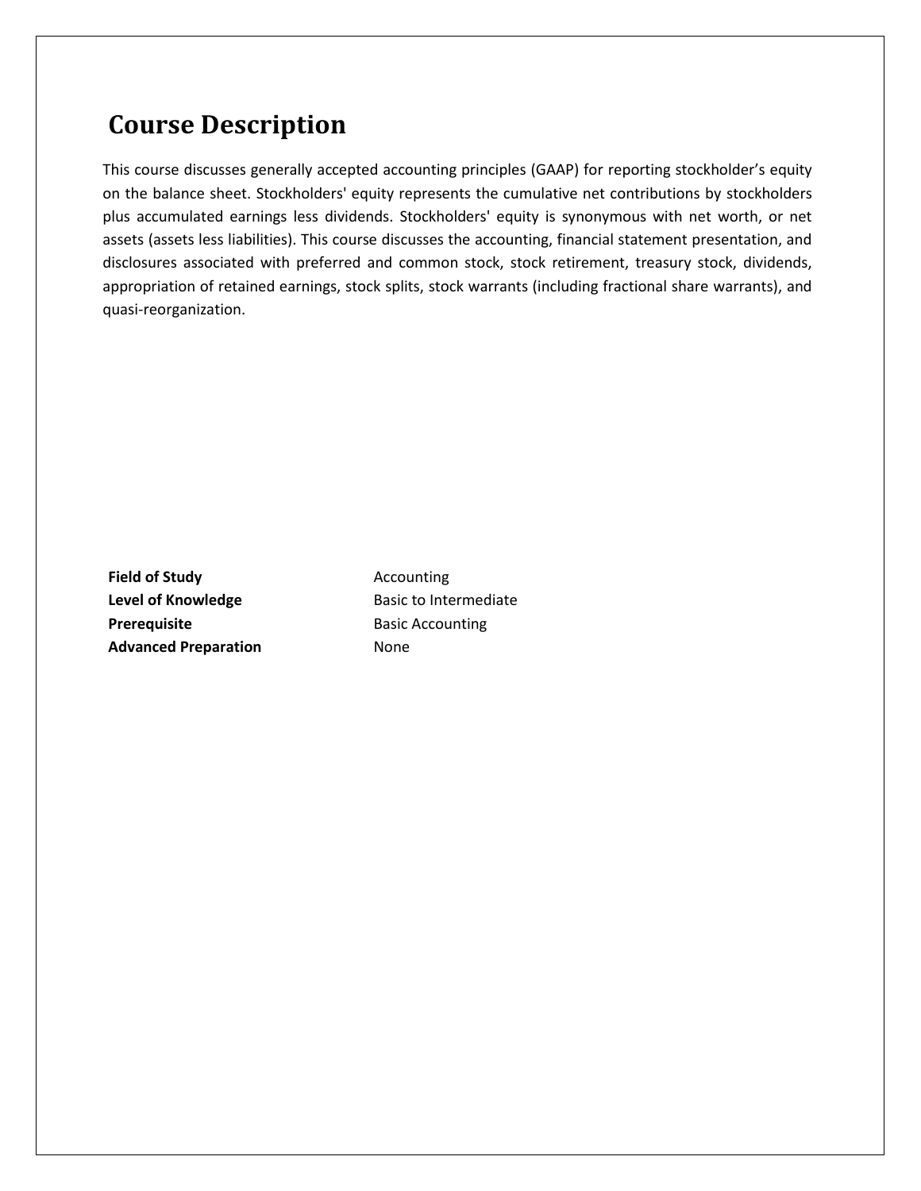# Course Description

This course discusses generally accepted accounting principles (GAAP) for reporting stockholder's equity on the balance sheet. Stockholders' equity represents the cumulative net contributions by stockholders plus accumulated earnings less dividends. Stockholders' equity is synonymous with net worth, or net assets (assets less liabilities). This course discusses the accounting, financial statement presentation, and disclosures associated with preferred and common stock, stock retirement, treasury stock, dividends, appropriation of retained earnings, stock splits, stock warrants (including fractional share warrants), and quasi-reorganization.

| | |
|---|---|
| **Field of Study** | Accounting |
| **Level of Knowledge** | Basic to Intermediate |
| **Prerequisite** | Basic Accounting |
| **Advanced Preparation** | None |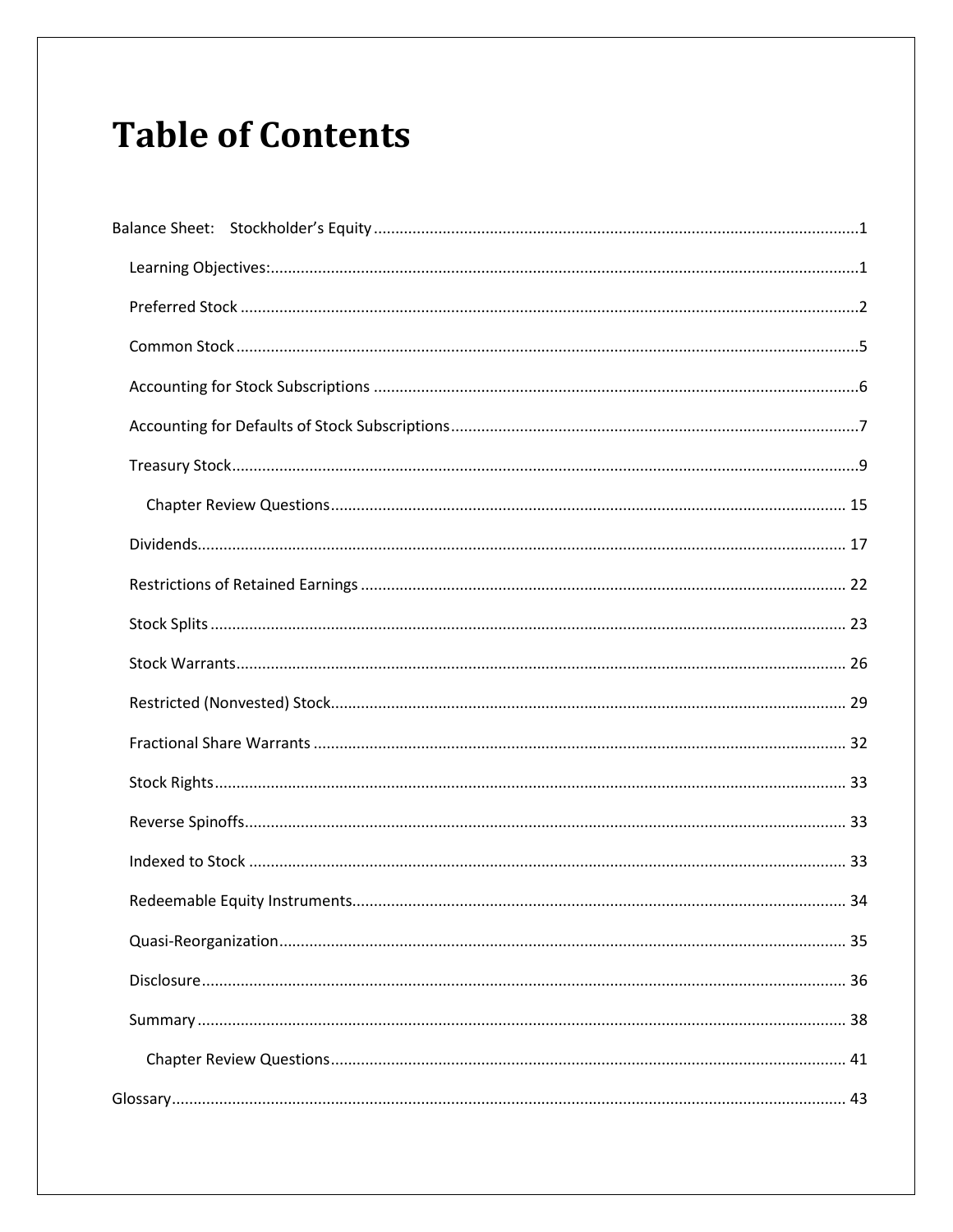# Table of Contents

Balance Sheet: Stockholder's Equity ... 1

- Learning Objectives: ... 1
- Preferred Stock ... 2
- Common Stock ... 5
- Accounting for Stock Subscriptions ... 6
- Accounting for Defaults of Stock Subscriptions ... 7
- Treasury Stock ... 9
  - Chapter Review Questions ... 15
- Dividends ... 17
- Restrictions of Retained Earnings ... 22
- Stock Splits ... 23
- Stock Warrants ... 26
- Restricted (Nonvested) Stock ... 29
- Fractional Share Warrants ... 32
- Stock Rights ... 33
- Reverse Spinoffs ... 33
- Indexed to Stock ... 33
- Redeemable Equity Instruments ... 34
- Quasi-Reorganization ... 35
- Disclosure ... 36
- Summary ... 38
  - Chapter Review Questions ... 41

Glossary ... 43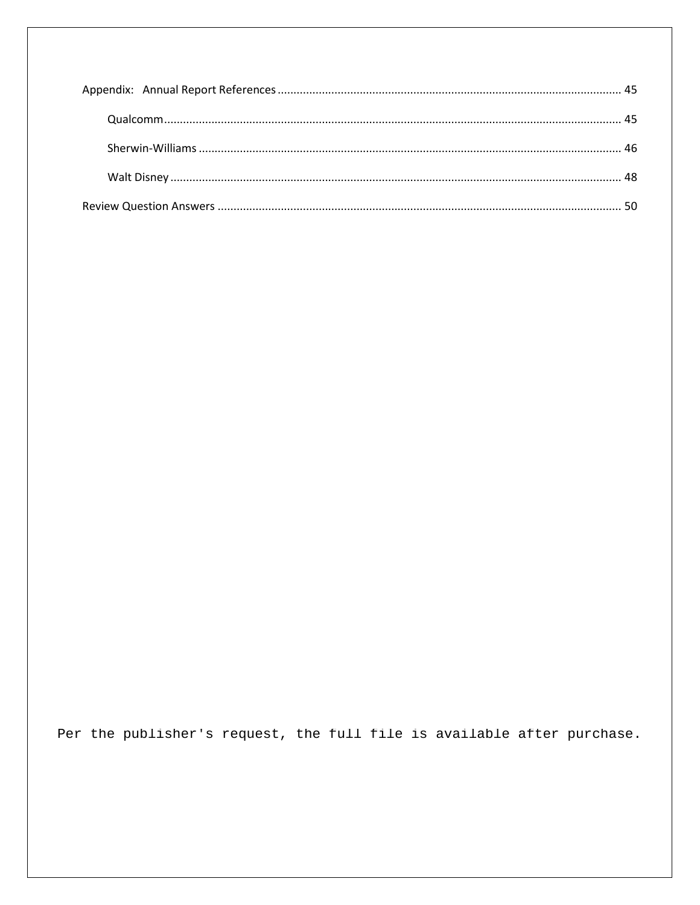Appendix: Annual Report References ........................................................................................................... 45

- Qualcomm ............................................................................................................................................. 45
- Sherwin-Williams ................................................................................................................................... 46
- Walt Disney ............................................................................................................................................ 48

Review Question Answers ............................................................................................................................ 50

Per the publisher's request, the full file is available after purchase.